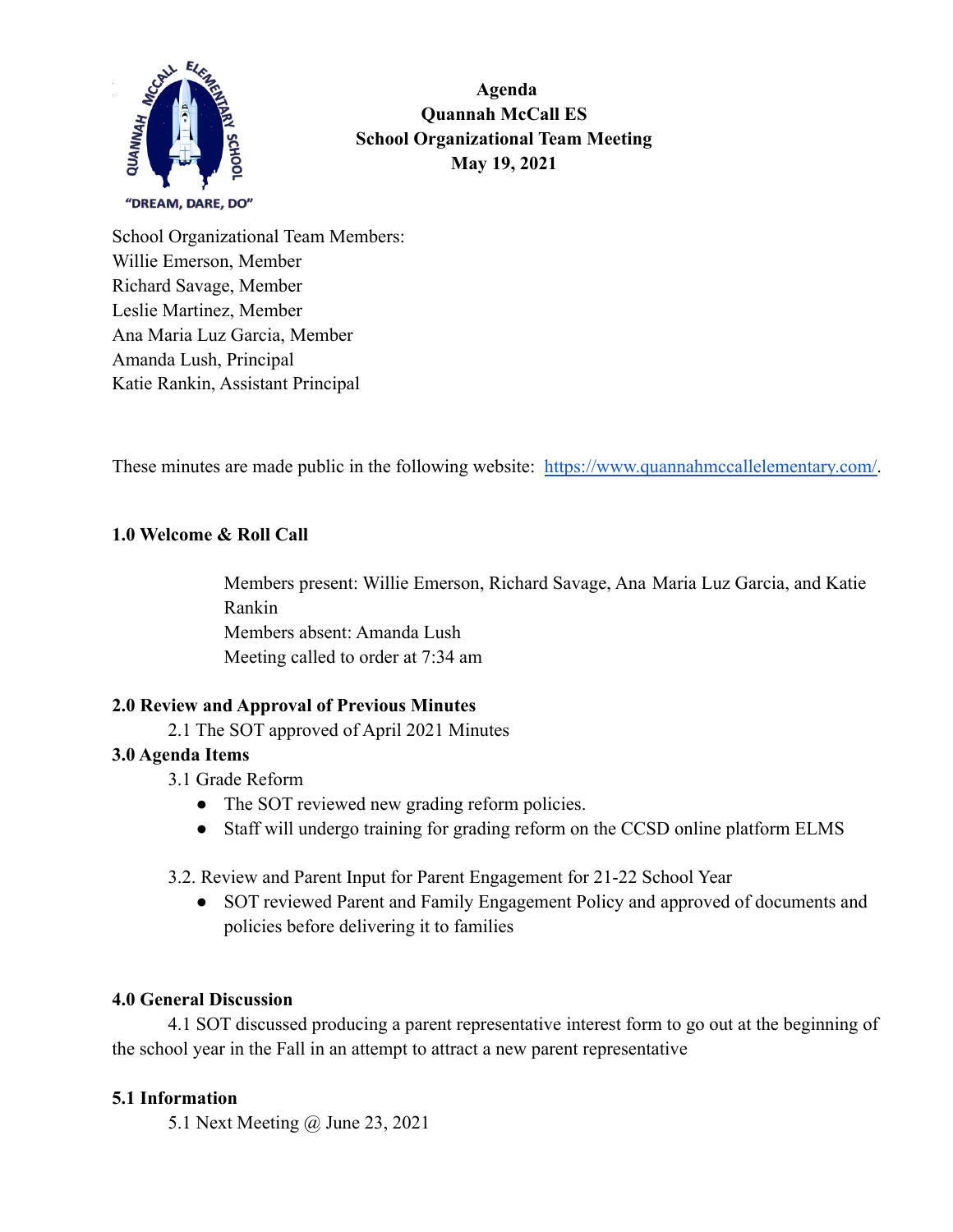# Agenda
## Quannah McCall ES
## School Organizational Team Meeting
## May 19, 2021

"DREAM, DARE, DO"

School Organizational Team Members:
Willie Emerson, Member
Richard Savage, Member
Leslie Martinez, Member
Ana Maria Luz Garcia, Member
Amanda Lush, Principal
Katie Rankin, Assistant Principal

These minutes are made public in the following website: https://www.quannahmccallelementary.com/.

**1.0 Welcome & Roll Call**

Members present: Willie Emerson, Richard Savage, Ana Maria Luz Garcia, and Katie Rankin
Members absent: Amanda Lush
Meeting called to order at 7:34 am

**2.0 Review and Approval of Previous Minutes**

2.1 The SOT approved of April 2021 Minutes

**3.0 Agenda Items**

3.1 Grade Reform

- The SOT reviewed new grading reform policies.
- Staff will undergo training for grading reform on the CCSD online platform ELMS

3.2. Review and Parent Input for Parent Engagement for 21-22 School Year

- SOT reviewed Parent and Family Engagement Policy and approved of documents and policies before delivering it to families

**4.0 General Discussion**

4.1 SOT discussed producing a parent representative interest form to go out at the beginning of the school year in the Fall in an attempt to attract a new parent representative

**5.1 Information**

5.1 Next Meeting @ June 23, 2021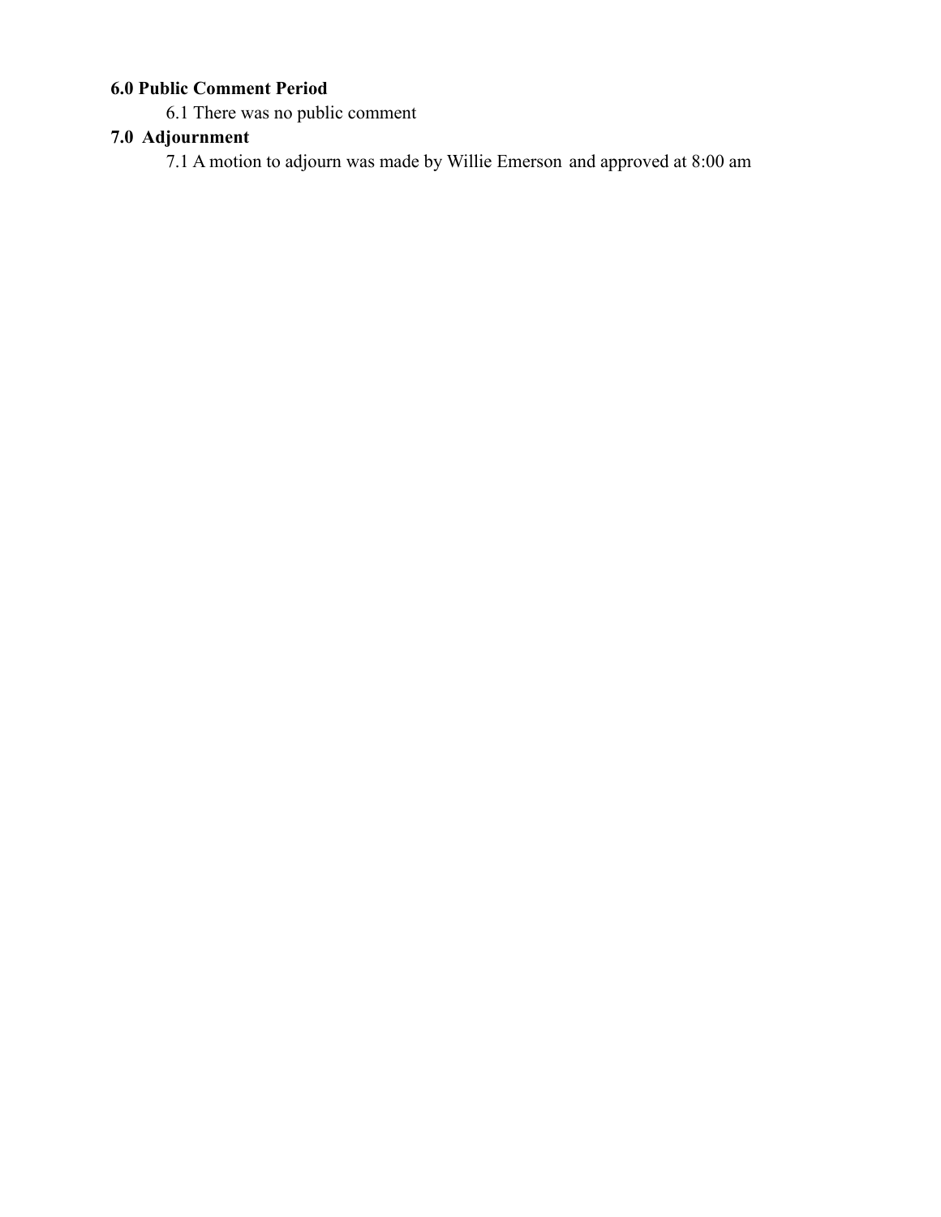**6.0 Public Comment Period**

6.1 There was no public comment

**7.0 Adjournment**

7.1 A motion to adjourn was made by Willie Emerson and approved at 8:00 am